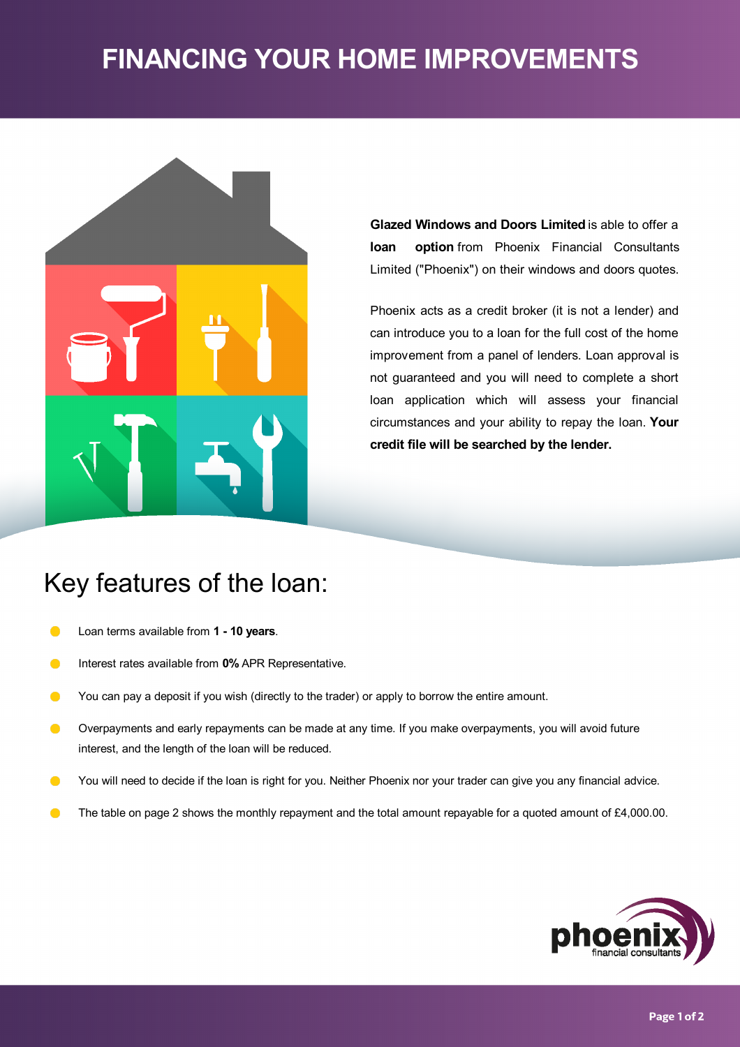# FINANCING YOUR HOME IMPROVEMENTS

**Glazed Windows and Doors Limited** is able to offer a **loan option** from Phoenix Financial Consultants Limited ("Phoenix") on their windows and doors quotes.

Phoenix acts as a credit broker (it is not a lender) and can introduce you to a loan for the full cost of the home improvement from a panel of lenders. Loan approval is not guaranteed and you will need to complete a short loan application which will assess your financial circumstances and your ability to repay the loan. **Your credit file will be searched by the lender.**

## Key features of the loan:

- Loan terms available from **1 - 10 years**.
- Interest rates available from **0%** APR Representative.
- You can pay a deposit if you wish (directly to the trader) or apply to borrow the entire amount.
- Overpayments and early repayments can be made at any time. If you make overpayments, you will avoid future interest, and the length of the loan will be reduced.
- You will need to decide if the loan is right for you. Neither Phoenix nor your trader can give you any financial advice.
- The table on page 2 shows the monthly repayment and the total amount repayable for a quoted amount of £4,000.00.

phoenix financial consultants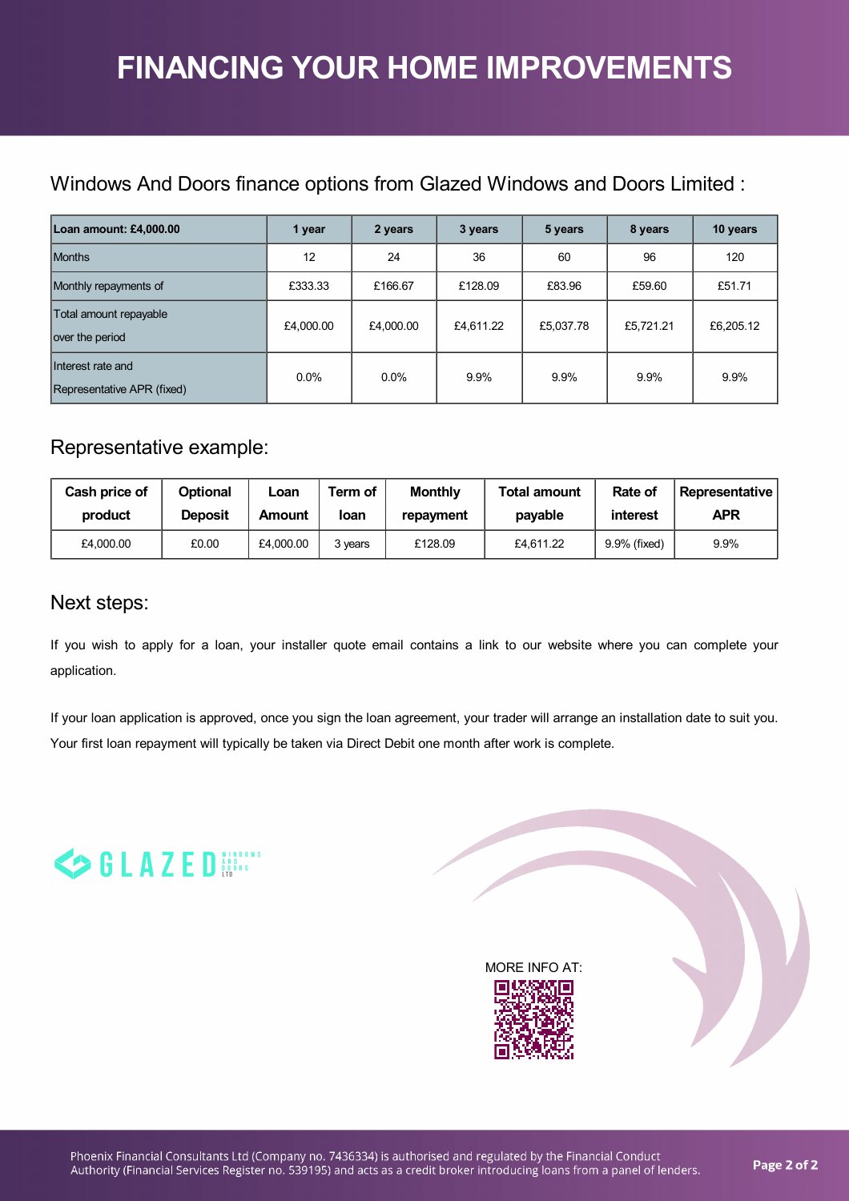# FINANCING YOUR HOME IMPROVEMENTS

## Windows And Doors finance options from Glazed Windows and Doors Limited :

| Loan amount: £4,000.00 | 1 year | 2 years | 3 years | 5 years | 8 years | 10 years |
|---|---|---|---|---|---|---|
| Months | 12 | 24 | 36 | 60 | 96 | 120 |
| Monthly repayments of | £333.33 | £166.67 | £128.09 | £83.96 | £59.60 | £51.71 |
| Total amount repayable over the period | £4,000.00 | £4,000.00 | £4,611.22 | £5,037.78 | £5,721.21 | £6,205.12 |
| Interest rate and Representative APR (fixed) | 0.0% | 0.0% | 9.9% | 9.9% | 9.9% | 9.9% |

## Representative example:

| Cash price of product | Optional Deposit | Loan Amount | Term of loan | Monthly repayment | Total amount payable | Rate of interest | Representative APR |
|---|---|---|---|---|---|---|---|
| £4,000.00 | £0.00 | £4,000.00 | 3 years | £128.09 | £4,611.22 | 9.9% (fixed) | 9.9% |

## Next steps:

If you wish to apply for a loan, your installer quote email contains a link to our website where you can complete your application.

If your loan application is approved, once you sign the loan agreement, your trader will arrange an installation date to suit you. Your first loan repayment will typically be taken via Direct Debit one month after work is complete.

GLAZED WINDOWS AND DOORS LTD

MORE INFO AT:

Phoenix Financial Consultants Ltd (Company no. 7436334) is authorised and regulated by the Financial Conduct Authority (Financial Services Register no. 539195) and acts as a credit broker introducing loans from a panel of lenders.